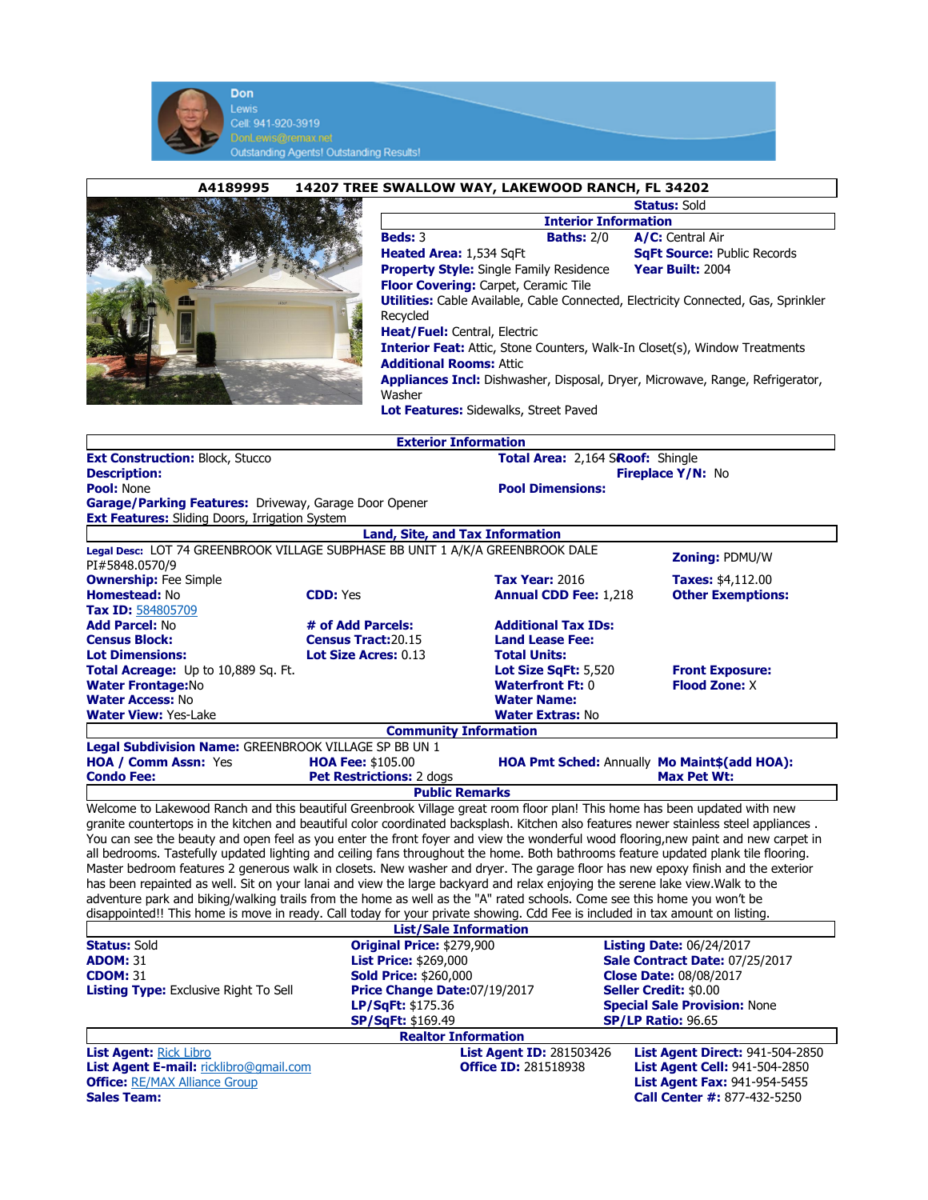Don
Lewis
Cell: 941-920-3919
DonLewis@remax.net
Outstanding Agents! Outstanding Results!

## A4189995 14207 TREE SWALLOW WAY, LAKEWOOD RANCH, FL 34202

**Status:** Sold

### Interior Information

**Beds:** 3 **Baths:** 2/0 **A/C:** Central Air
**Heated Area:** 1,534 SqFt **SqFt Source:** Public Records
**Property Style:** Single Family Residence **Year Built:** 2004
**Floor Covering:** Carpet, Ceramic Tile
**Utilities:** Cable Available, Cable Connected, Electricity Connected, Gas, Sprinkler Recycled
**Heat/Fuel:** Central, Electric
**Interior Feat:** Attic, Stone Counters, Walk-In Closet(s), Window Treatments
**Additional Rooms:** Attic
**Appliances Incl:** Dishwasher, Disposal, Dryer, Microwave, Range, Refrigerator, Washer
**Lot Features:** Sidewalks, Street Paved

### Exterior Information

**Ext Construction:** Block, Stucco
**Total Area:** 2,164 SqFt **Roof:** Shingle
**Description:**
**Fireplace Y/N:** No
**Pool:** None
**Pool Dimensions:**
**Garage/Parking Features:** Driveway, Garage Door Opener
**Ext Features:** Sliding Doors, Irrigation System

### Land, Site, and Tax Information

**Legal Desc:** LOT 74 GREENBROOK VILLAGE SUBPHASE BB UNIT 1 A/K/A GREENBROOK DALE PI#5848.0570/9
**Zoning:** PDMU/W

| | | | |
|---|---|---|---|
| **Ownership:** Fee Simple | | **Tax Year:** 2016 | **Taxes:** $4,112.00 |
| **Homestead:** No | **CDD:** Yes | **Annual CDD Fee:** 1,218 | **Other Exemptions:** |
| **Tax ID:** 584805709 | | | |
| **Add Parcel:** No | **# of Add Parcels:** | **Additional Tax IDs:** | |
| **Census Block:** | **Census Tract:** 20.15 | **Land Lease Fee:** | |
| **Lot Dimensions:** | **Lot Size Acres:** 0.13 | **Total Units:** | |
| **Total Acreage:** Up to 10,889 Sq. Ft. | | **Lot Size SqFt:** 5,520 | **Front Exposure:** |
| **Water Frontage:** No | | **Waterfront Ft:** 0 | **Flood Zone:** X |
| **Water Access:** No | | **Water Name:** | |
| **Water View:** Yes-Lake | | **Water Extras:** No | |

### Community Information

**Legal Subdivision Name:** GREENBROOK VILLAGE SP BB UN 1

| | | | |
|---|---|---|---|
| **HOA / Comm Assn:** Yes | **HOA Fee:** $105.00 | **HOA Pmt Sched:** Annually | **Mo Maint$(add HOA):** |
| **Condo Fee:** | **Pet Restrictions:** 2 dogs | | **Max Pet Wt:** |

### Public Remarks

Welcome to Lakewood Ranch and this beautiful Greenbrook Village great room floor plan! This home has been updated with new granite countertops in the kitchen and beautiful color coordinated backsplash. Kitchen also features newer stainless steel appliances . You can see the beauty and open feel as you enter the front foyer and view the wonderful wood flooring,new paint and new carpet in all bedrooms. Tastefully updated lighting and ceiling fans throughout the home. Both bathrooms feature updated plank tile flooring. Master bedroom features 2 generous walk in closets. New washer and dryer. The garage floor has new epoxy finish and the exterior has been repainted as well. Sit on your lanai and view the large backyard and relax enjoying the serene lake view.Walk to the adventure park and biking/walking trails from the home as well as the "A" rated schools. Come see this home you won't be disappointed!! This home is move in ready. Call today for your private showing. Cdd Fee is included in tax amount on listing.

### List/Sale Information

| | | |
|---|---|---|
| **Status:** Sold | **Original Price:** $279,900 | **Listing Date:** 06/24/2017 |
| **ADOM:** 31 | **List Price:** $269,000 | **Sale Contract Date:** 07/25/2017 |
| **CDOM:** 31 | **Sold Price:** $260,000 | **Close Date:** 08/08/2017 |
| **Listing Type:** Exclusive Right To Sell | **Price Change Date:** 07/19/2017 | **Seller Credit:** $0.00 |
| | **LP/SqFt:** $175.36 | **Special Sale Provision:** None |
| | **SP/SqFt:** $169.49 | **SP/LP Ratio:** 96.65 |

### Realtor Information

| | | |
|---|---|---|
| **List Agent:** Rick Libro | **List Agent ID:** 281503426 | **List Agent Direct:** 941-504-2850 |
| **List Agent E-mail:** ricklibro@gmail.com | **Office ID:** 281518938 | **List Agent Cell:** 941-504-2850 |
| **Office:** RE/MAX Alliance Group | | **List Agent Fax:** 941-954-5455 |
| **Sales Team:** | | **Call Center #:** 877-432-5250 |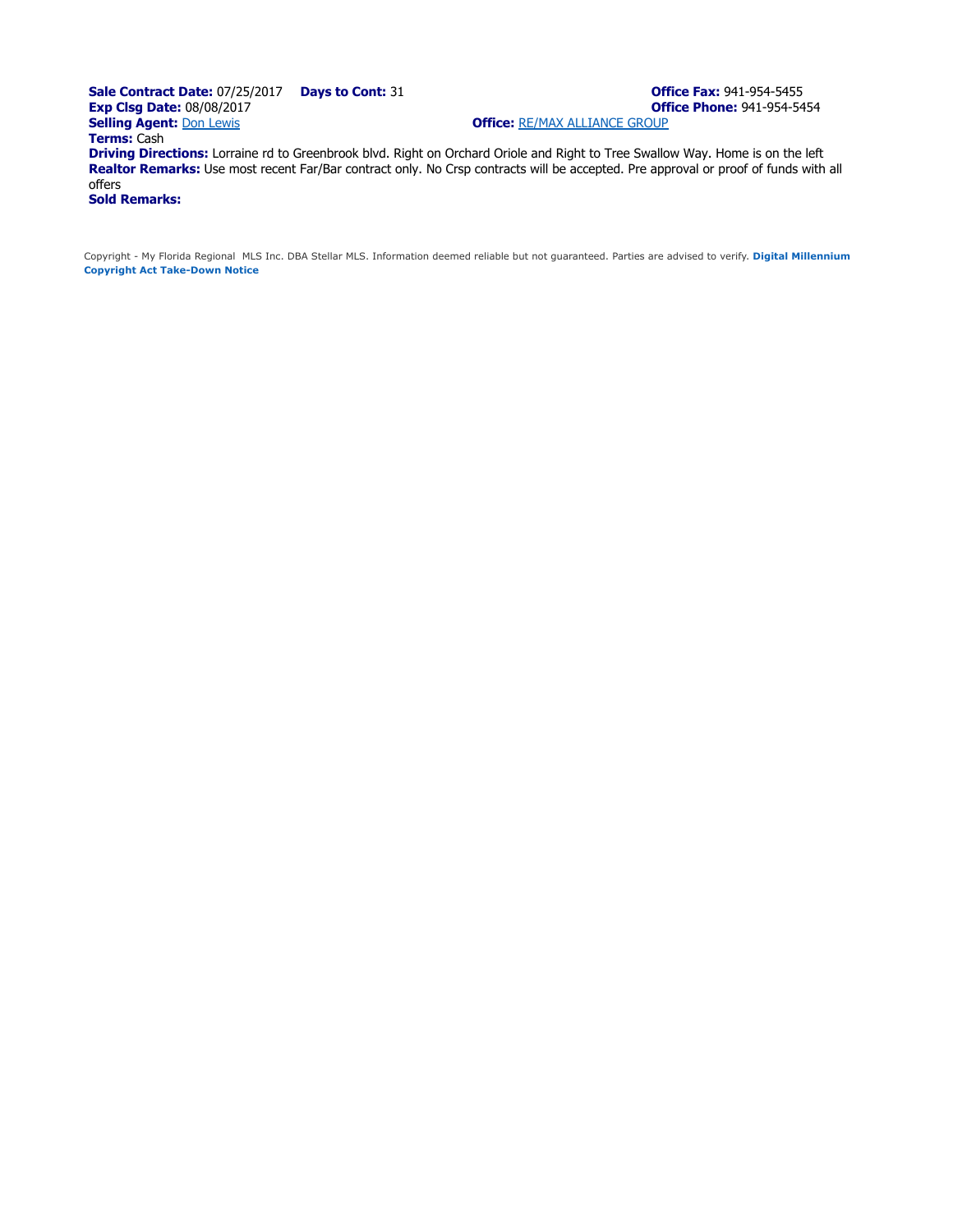**Sale Contract Date:** 07/25/2017 **Days to Cont:** 31

**Exp Clsg Date:** 08/08/2017

**Selling Agent:** Don Lewis

**Office:** RE/MAX ALLIANCE GROUP

**Office Fax:** 941-954-5455

**Office Phone:** 941-954-5454

**Terms:** Cash

**Driving Directions:** Lorraine rd to Greenbrook blvd. Right on Orchard Oriole and Right to Tree Swallow Way. Home is on the left

**Realtor Remarks:** Use most recent Far/Bar contract only. No Crsp contracts will be accepted. Pre approval or proof of funds with all offers

**Sold Remarks:**

Copyright - My Florida Regional MLS Inc. DBA Stellar MLS. Information deemed reliable but not guaranteed. Parties are advised to verify. **Digital Millennium Copyright Act Take-Down Notice**